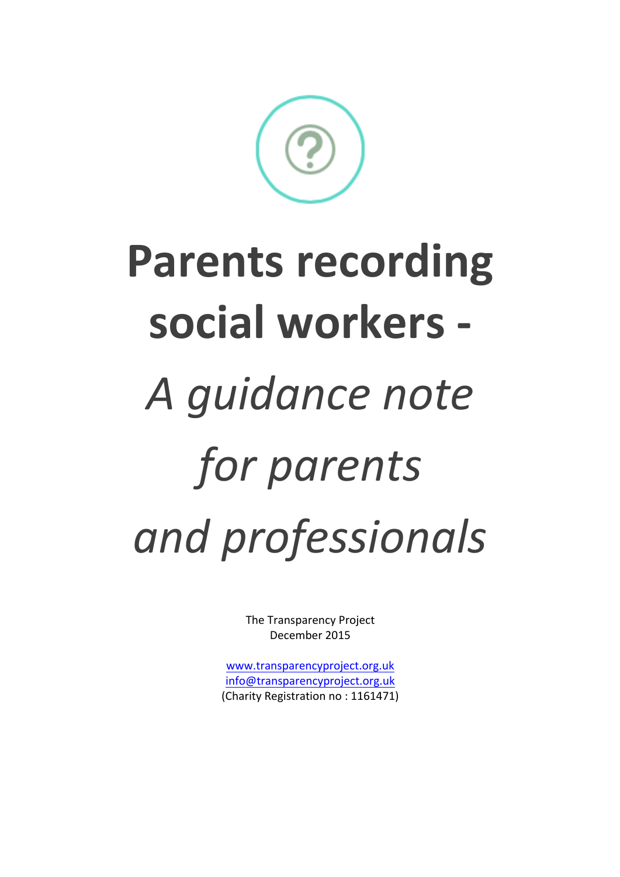# Parents recording social workers -

# *A guidance note for parents and professionals*

The Transparency Project
December 2015

www.transparencyproject.org.uk
info@transparencyproject.org.uk
(Charity Registration no : 1161471)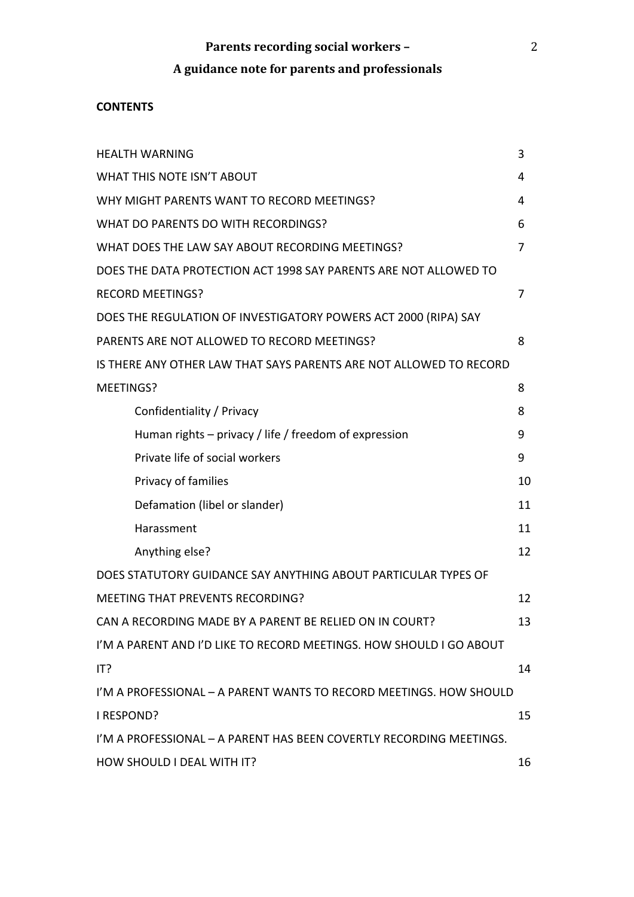# Parents recording social workers –

# A guidance note for parents and professionals

**CONTENTS**

| | |
|---|---|
| HEALTH WARNING | 3 |
| WHAT THIS NOTE ISN'T ABOUT | 4 |
| WHY MIGHT PARENTS WANT TO RECORD MEETINGS? | 4 |
| WHAT DO PARENTS DO WITH RECORDINGS? | 6 |
| WHAT DOES THE LAW SAY ABOUT RECORDING MEETINGS? | 7 |
| DOES THE DATA PROTECTION ACT 1998 SAY PARENTS ARE NOT ALLOWED TO RECORD MEETINGS? | 7 |
| DOES THE REGULATION OF INVESTIGATORY POWERS ACT 2000 (RIPA) SAY PARENTS ARE NOT ALLOWED TO RECORD MEETINGS? | 8 |
| IS THERE ANY OTHER LAW THAT SAYS PARENTS ARE NOT ALLOWED TO RECORD MEETINGS? | 8 |
| Confidentiality / Privacy | 8 |
| Human rights – privacy / life / freedom of expression | 9 |
| Private life of social workers | 9 |
| Privacy of families | 10 |
| Defamation (libel or slander) | 11 |
| Harassment | 11 |
| Anything else? | 12 |
| DOES STATUTORY GUIDANCE SAY ANYTHING ABOUT PARTICULAR TYPES OF MEETING THAT PREVENTS RECORDING? | 12 |
| CAN A RECORDING MADE BY A PARENT BE RELIED ON IN COURT? | 13 |
| I'M A PARENT AND I'D LIKE TO RECORD MEETINGS. HOW SHOULD I GO ABOUT IT? | 14 |
| I'M A PROFESSIONAL – A PARENT WANTS TO RECORD MEETINGS. HOW SHOULD I RESPOND? | 15 |
| I'M A PROFESSIONAL – A PARENT HAS BEEN COVERTLY RECORDING MEETINGS. HOW SHOULD I DEAL WITH IT? | 16 |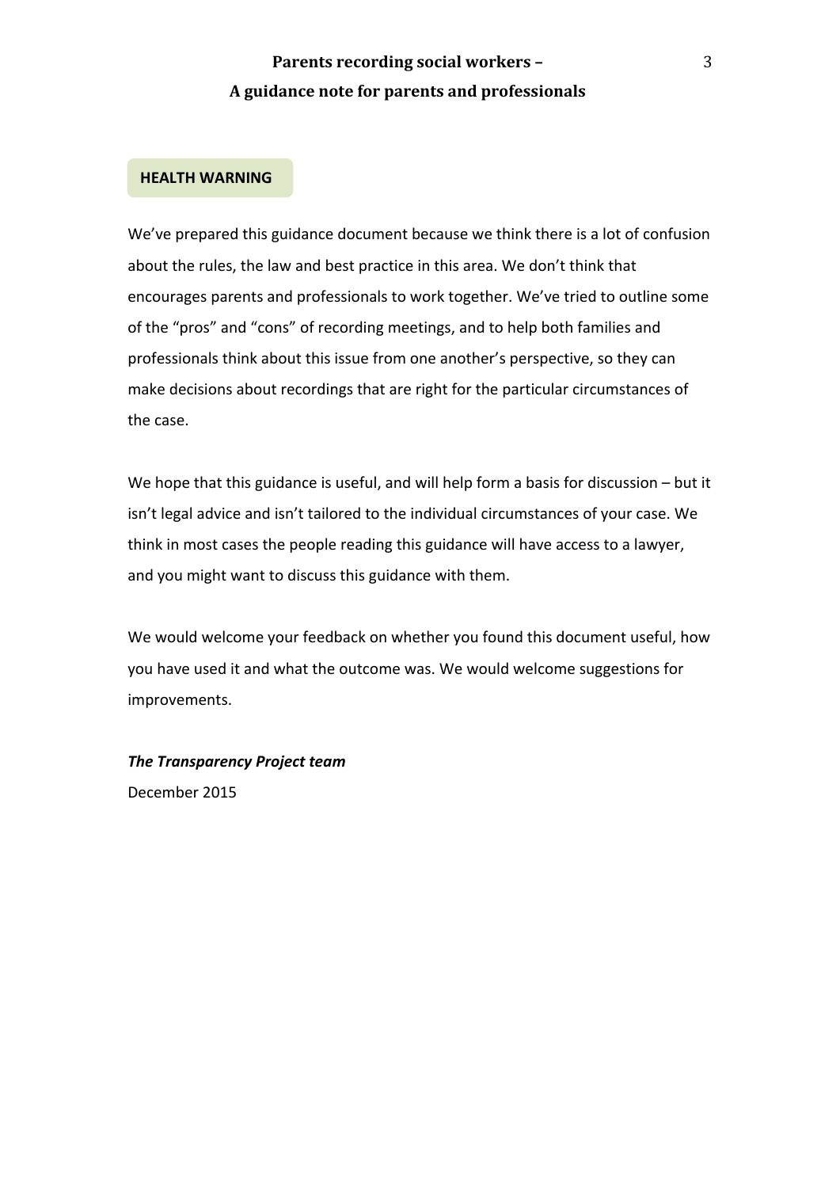## HEALTH WARNING

We've prepared this guidance document because we think there is a lot of confusion about the rules, the law and best practice in this area. We don't think that encourages parents and professionals to work together. We've tried to outline some of the "pros" and "cons" of recording meetings, and to help both families and professionals think about this issue from one another's perspective, so they can make decisions about recordings that are right for the particular circumstances of the case.

We hope that this guidance is useful, and will help form a basis for discussion – but it isn't legal advice and isn't tailored to the individual circumstances of your case. We think in most cases the people reading this guidance will have access to a lawyer, and you might want to discuss this guidance with them.

We would welcome your feedback on whether you found this document useful, how you have used it and what the outcome was. We would welcome suggestions for improvements.

***The Transparency Project team***
December 2015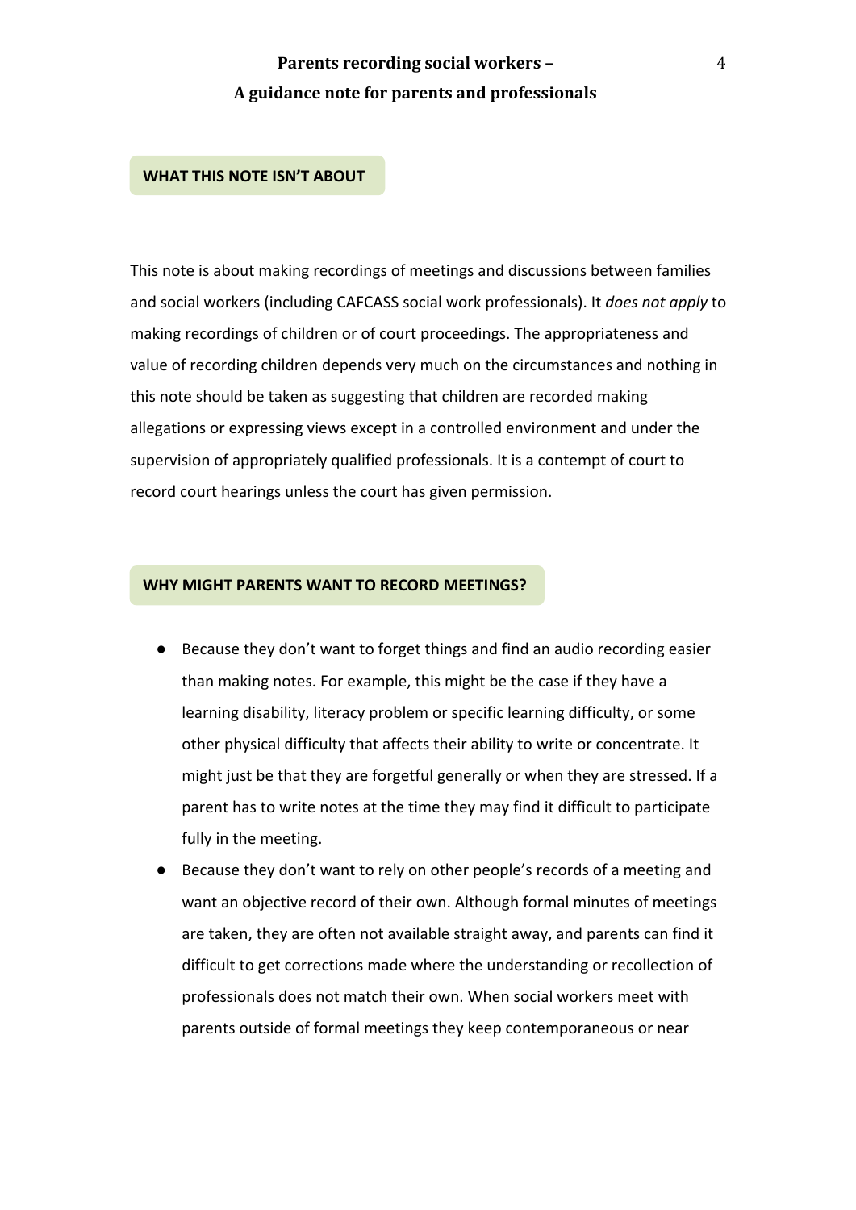## WHAT THIS NOTE ISN'T ABOUT

This note is about making recordings of meetings and discussions between families and social workers (including CAFCASS social work professionals). It ***does not apply*** to making recordings of children or of court proceedings. The appropriateness and value of recording children depends very much on the circumstances and nothing in this note should be taken as suggesting that children are recorded making allegations or expressing views except in a controlled environment and under the supervision of appropriately qualified professionals. It is a contempt of court to record court hearings unless the court has given permission.

## WHY MIGHT PARENTS WANT TO RECORD MEETINGS?

- Because they don't want to forget things and find an audio recording easier than making notes. For example, this might be the case if they have a learning disability, literacy problem or specific learning difficulty, or some other physical difficulty that affects their ability to write or concentrate. It might just be that they are forgetful generally or when they are stressed. If a parent has to write notes at the time they may find it difficult to participate fully in the meeting.
- Because they don't want to rely on other people's records of a meeting and want an objective record of their own. Although formal minutes of meetings are taken, they are often not available straight away, and parents can find it difficult to get corrections made where the understanding or recollection of professionals does not match their own. When social workers meet with parents outside of formal meetings they keep contemporaneous or near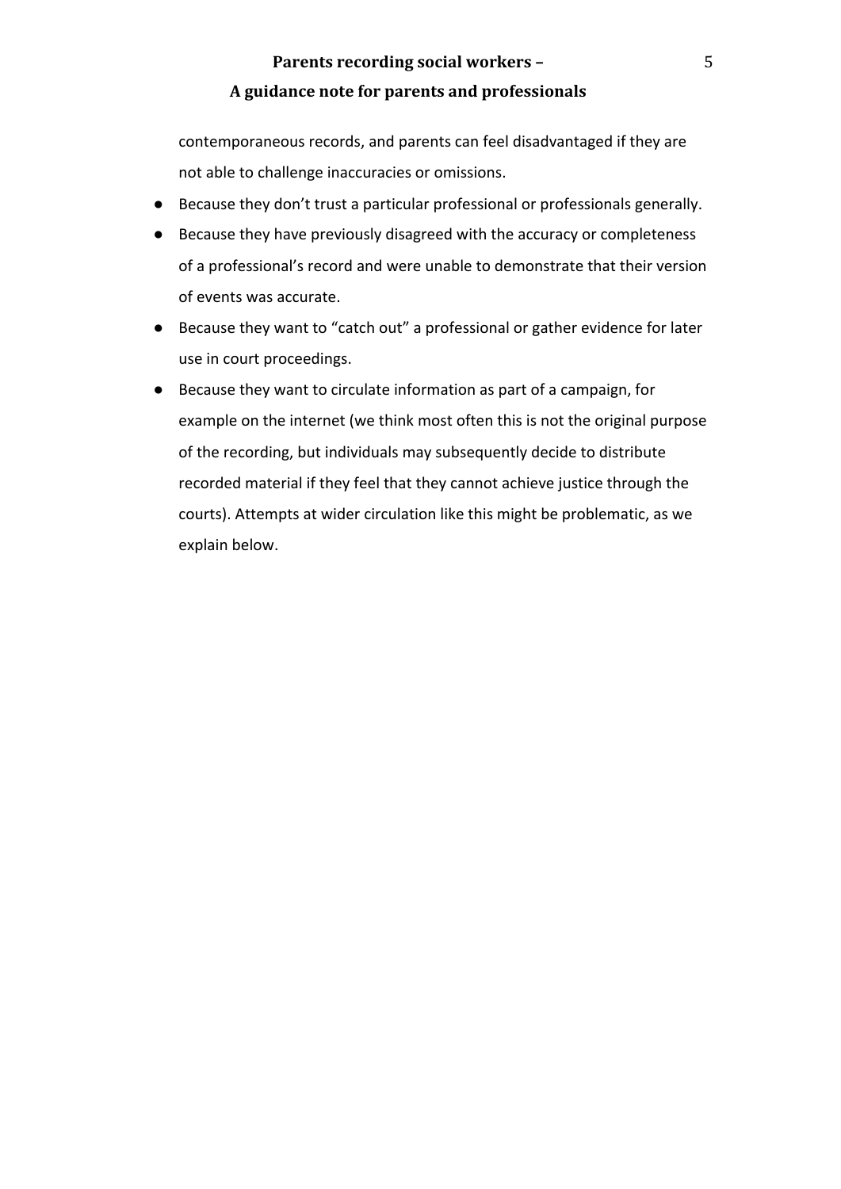contemporaneous records, and parents can feel disadvantaged if they are not able to challenge inaccuracies or omissions.

- Because they don’t trust a particular professional or professionals generally.
- Because they have previously disagreed with the accuracy or completeness of a professional’s record and were unable to demonstrate that their version of events was accurate.
- Because they want to “catch out” a professional or gather evidence for later use in court proceedings.
- Because they want to circulate information as part of a campaign, for example on the internet (we think most often this is not the original purpose of the recording, but individuals may subsequently decide to distribute recorded material if they feel that they cannot achieve justice through the courts). Attempts at wider circulation like this might be problematic, as we explain below.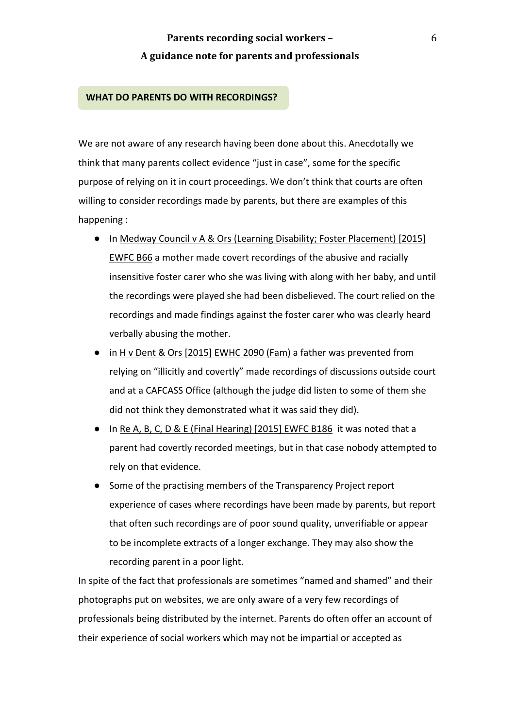## WHAT DO PARENTS DO WITH RECORDINGS?

We are not aware of any research having been done about this. Anecdotally we think that many parents collect evidence "just in case", some for the specific purpose of relying on it in court proceedings. We don't think that courts are often willing to consider recordings made by parents, but there are examples of this happening :

- In Medway Council v A & Ors (Learning Disability; Foster Placement) [2015] EWFC B66 a mother made covert recordings of the abusive and racially insensitive foster carer who she was living with along with her baby, and until the recordings were played she had been disbelieved. The court relied on the recordings and made findings against the foster carer who was clearly heard verbally abusing the mother.
- in H v Dent & Ors [2015] EWHC 2090 (Fam) a father was prevented from relying on "illicitly and covertly" made recordings of discussions outside court and at a CAFCASS Office (although the judge did listen to some of them she did not think they demonstrated what it was said they did).
- In Re A, B, C, D & E (Final Hearing) [2015] EWFC B186 it was noted that a parent had covertly recorded meetings, but in that case nobody attempted to rely on that evidence.
- Some of the practising members of the Transparency Project report experience of cases where recordings have been made by parents, but report that often such recordings are of poor sound quality, unverifiable or appear to be incomplete extracts of a longer exchange. They may also show the recording parent in a poor light.

In spite of the fact that professionals are sometimes "named and shamed" and their photographs put on websites, we are only aware of a very few recordings of professionals being distributed by the internet. Parents do often offer an account of their experience of social workers which may not be impartial or accepted as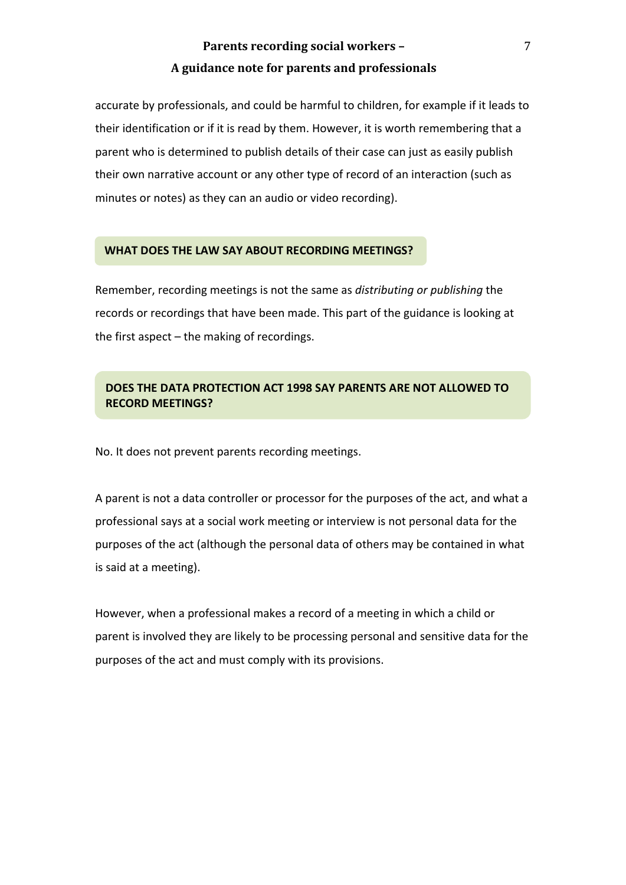accurate by professionals, and could be harmful to children, for example if it leads to their identification or if it is read by them. However, it is worth remembering that a parent who is determined to publish details of their case can just as easily publish their own narrative account or any other type of record of an interaction (such as minutes or notes) as they can an audio or video recording).

## WHAT DOES THE LAW SAY ABOUT RECORDING MEETINGS?

Remember, recording meetings is not the same as *distributing or publishing* the records or recordings that have been made. This part of the guidance is looking at the first aspect – the making of recordings.

### DOES THE DATA PROTECTION ACT 1998 SAY PARENTS ARE NOT ALLOWED TO RECORD MEETINGS?

No. It does not prevent parents recording meetings.

A parent is not a data controller or processor for the purposes of the act, and what a professional says at a social work meeting or interview is not personal data for the purposes of the act (although the personal data of others may be contained in what is said at a meeting).

However, when a professional makes a record of a meeting in which a child or parent is involved they are likely to be processing personal and sensitive data for the purposes of the act and must comply with its provisions.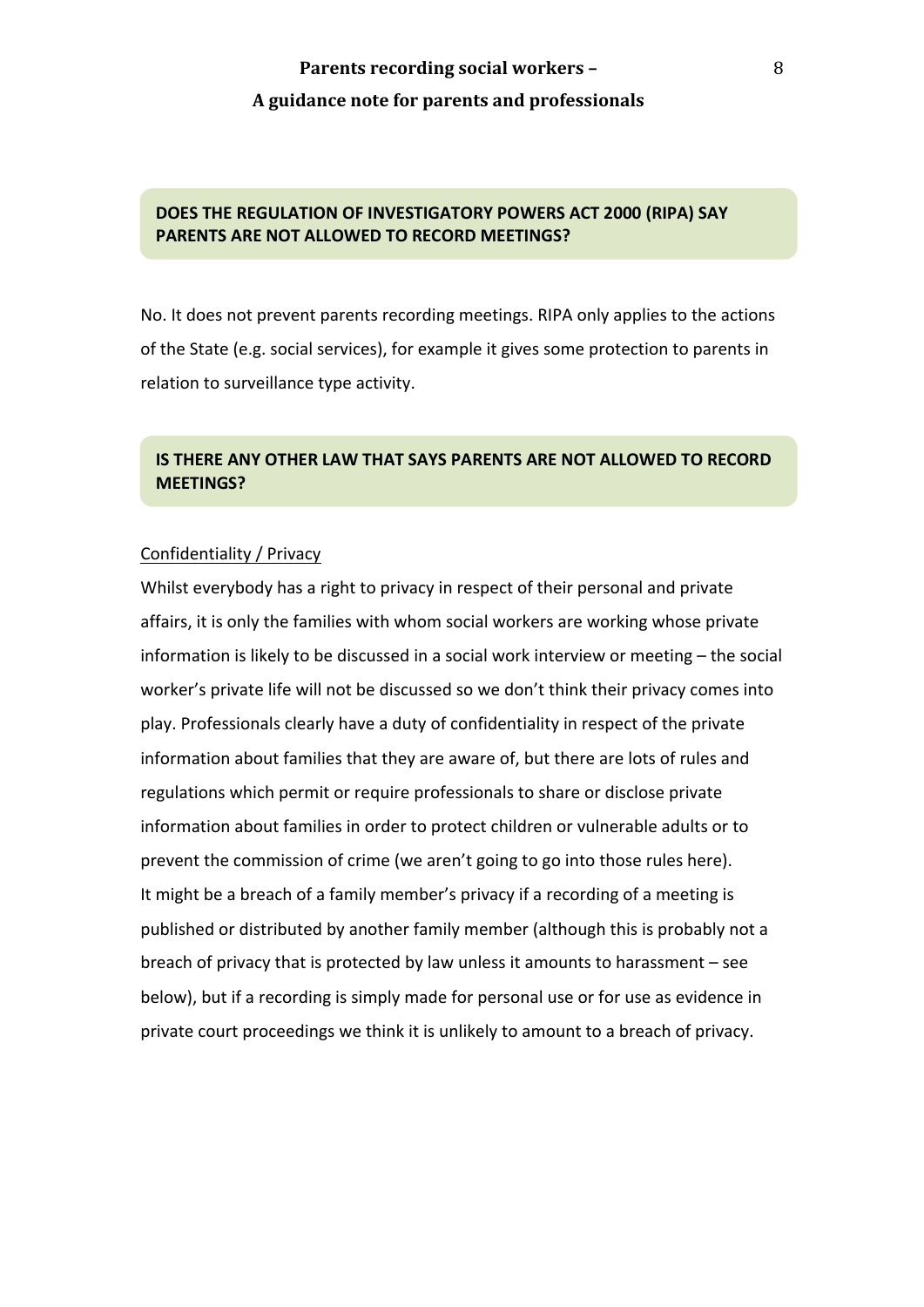## DOES THE REGULATION OF INVESTIGATORY POWERS ACT 2000 (RIPA) SAY PARENTS ARE NOT ALLOWED TO RECORD MEETINGS?

No. It does not prevent parents recording meetings. RIPA only applies to the actions of the State (e.g. social services), for example it gives some protection to parents in relation to surveillance type activity.

## IS THERE ANY OTHER LAW THAT SAYS PARENTS ARE NOT ALLOWED TO RECORD MEETINGS?

Confidentiality / Privacy

Whilst everybody has a right to privacy in respect of their personal and private affairs, it is only the families with whom social workers are working whose private information is likely to be discussed in a social work interview or meeting – the social worker's private life will not be discussed so we don't think their privacy comes into play. Professionals clearly have a duty of confidentiality in respect of the private information about families that they are aware of, but there are lots of rules and regulations which permit or require professionals to share or disclose private information about families in order to protect children or vulnerable adults or to prevent the commission of crime (we aren't going to go into those rules here).

It might be a breach of a family member's privacy if a recording of a meeting is published or distributed by another family member (although this is probably not a breach of privacy that is protected by law unless it amounts to harassment – see below), but if a recording is simply made for personal use or for use as evidence in private court proceedings we think it is unlikely to amount to a breach of privacy.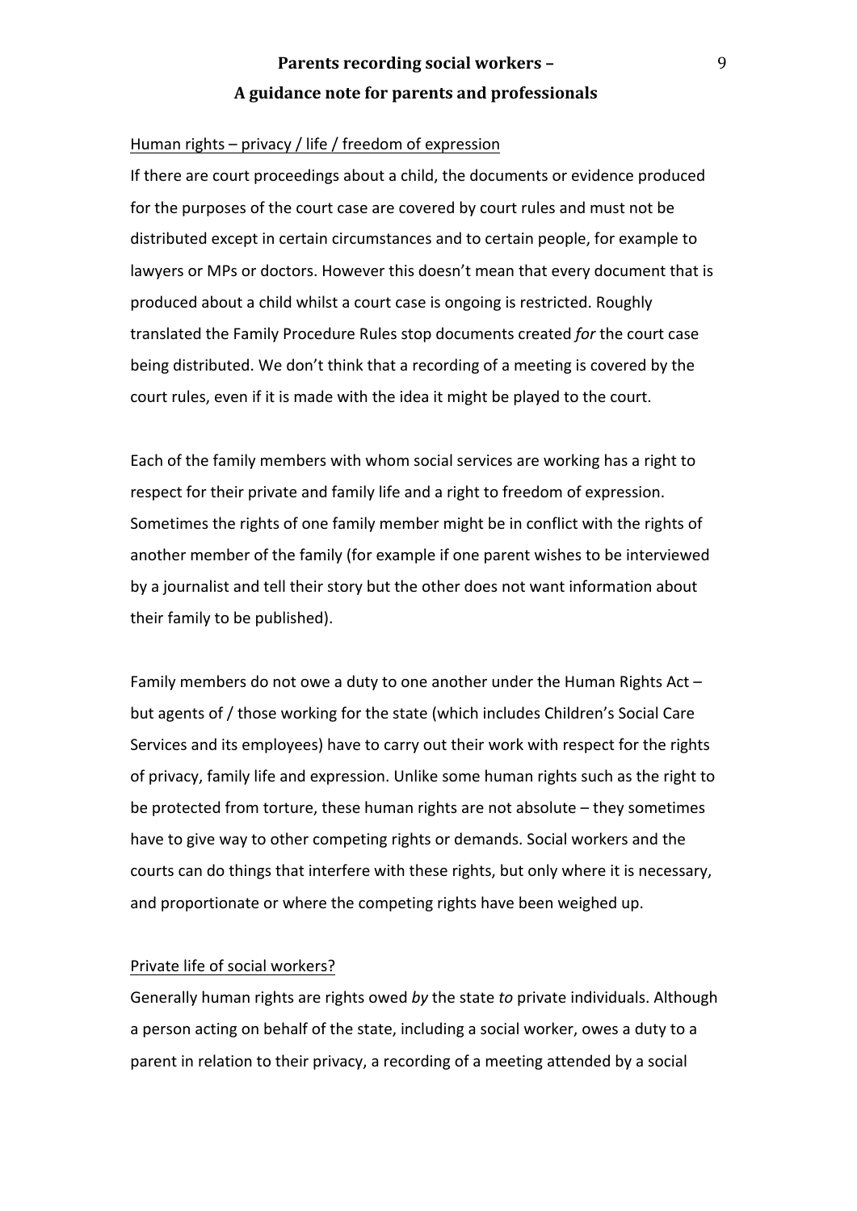Human rights – privacy / life / freedom of expression

If there are court proceedings about a child, the documents or evidence produced for the purposes of the court case are covered by court rules and must not be distributed except in certain circumstances and to certain people, for example to lawyers or MPs or doctors. However this doesn't mean that every document that is produced about a child whilst a court case is ongoing is restricted. Roughly translated the Family Procedure Rules stop documents created *for* the court case being distributed. We don't think that a recording of a meeting is covered by the court rules, even if it is made with the idea it might be played to the court.

Each of the family members with whom social services are working has a right to respect for their private and family life and a right to freedom of expression. Sometimes the rights of one family member might be in conflict with the rights of another member of the family (for example if one parent wishes to be interviewed by a journalist and tell their story but the other does not want information about their family to be published).

Family members do not owe a duty to one another under the Human Rights Act – but agents of / those working for the state (which includes Children's Social Care Services and its employees) have to carry out their work with respect for the rights of privacy, family life and expression. Unlike some human rights such as the right to be protected from torture, these human rights are not absolute – they sometimes have to give way to other competing rights or demands. Social workers and the courts can do things that interfere with these rights, but only where it is necessary, and proportionate or where the competing rights have been weighed up.

Private life of social workers?

Generally human rights are rights owed *by* the state *to* private individuals. Although a person acting on behalf of the state, including a social worker, owes a duty to a parent in relation to their privacy, a recording of a meeting attended by a social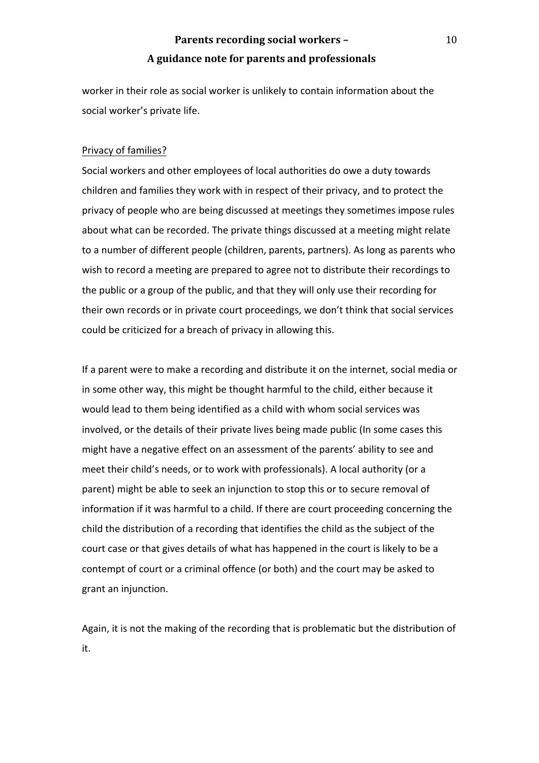worker in their role as social worker is unlikely to contain information about the social worker's private life.

<u>Privacy of families?</u>

Social workers and other employees of local authorities do owe a duty towards children and families they work with in respect of their privacy, and to protect the privacy of people who are being discussed at meetings they sometimes impose rules about what can be recorded. The private things discussed at a meeting might relate to a number of different people (children, parents, partners). As long as parents who wish to record a meeting are prepared to agree not to distribute their recordings to the public or a group of the public, and that they will only use their recording for their own records or in private court proceedings, we don't think that social services could be criticized for a breach of privacy in allowing this.

If a parent were to make a recording and distribute it on the internet, social media or in some other way, this might be thought harmful to the child, either because it would lead to them being identified as a child with whom social services was involved, or the details of their private lives being made public (In some cases this might have a negative effect on an assessment of the parents' ability to see and meet their child's needs, or to work with professionals). A local authority (or a parent) might be able to seek an injunction to stop this or to secure removal of information if it was harmful to a child. If there are court proceeding concerning the child the distribution of a recording that identifies the child as the subject of the court case or that gives details of what has happened in the court is likely to be a contempt of court or a criminal offence (or both) and the court may be asked to grant an injunction.

Again, it is not the making of the recording that is problematic but the distribution of it.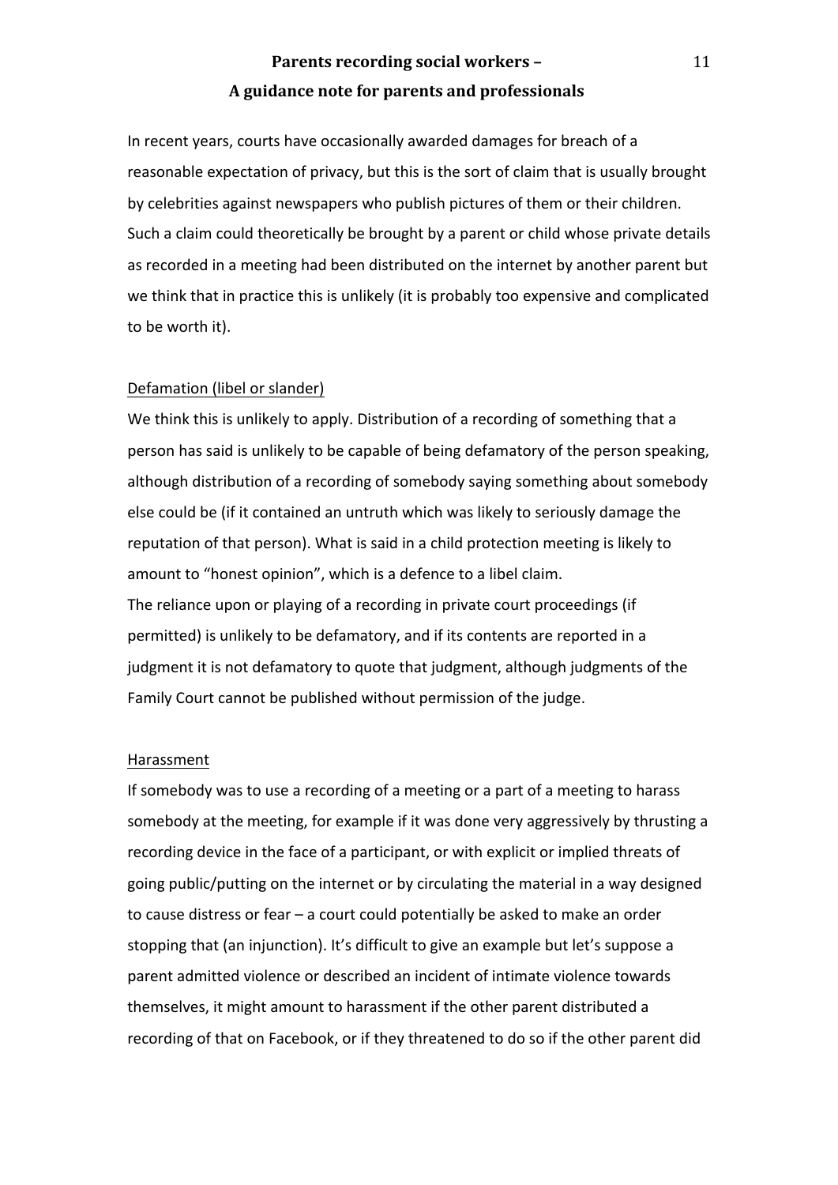In recent years, courts have occasionally awarded damages for breach of a reasonable expectation of privacy, but this is the sort of claim that is usually brought by celebrities against newspapers who publish pictures of them or their children. Such a claim could theoretically be brought by a parent or child whose private details as recorded in a meeting had been distributed on the internet by another parent but we think that in practice this is unlikely (it is probably too expensive and complicated to be worth it).

<u>Defamation (libel or slander)</u>

We think this is unlikely to apply. Distribution of a recording of something that a person has said is unlikely to be capable of being defamatory of the person speaking, although distribution of a recording of somebody saying something about somebody else could be (if it contained an untruth which was likely to seriously damage the reputation of that person). What is said in a child protection meeting is likely to amount to "honest opinion", which is a defence to a libel claim.

The reliance upon or playing of a recording in private court proceedings (if permitted) is unlikely to be defamatory, and if its contents are reported in a judgment it is not defamatory to quote that judgment, although judgments of the Family Court cannot be published without permission of the judge.

<u>Harassment</u>

If somebody was to use a recording of a meeting or a part of a meeting to harass somebody at the meeting, for example if it was done very aggressively by thrusting a recording device in the face of a participant, or with explicit or implied threats of going public/putting on the internet or by circulating the material in a way designed to cause distress or fear – a court could potentially be asked to make an order stopping that (an injunction). It's difficult to give an example but let's suppose a parent admitted violence or described an incident of intimate violence towards themselves, it might amount to harassment if the other parent distributed a recording of that on Facebook, or if they threatened to do so if the other parent did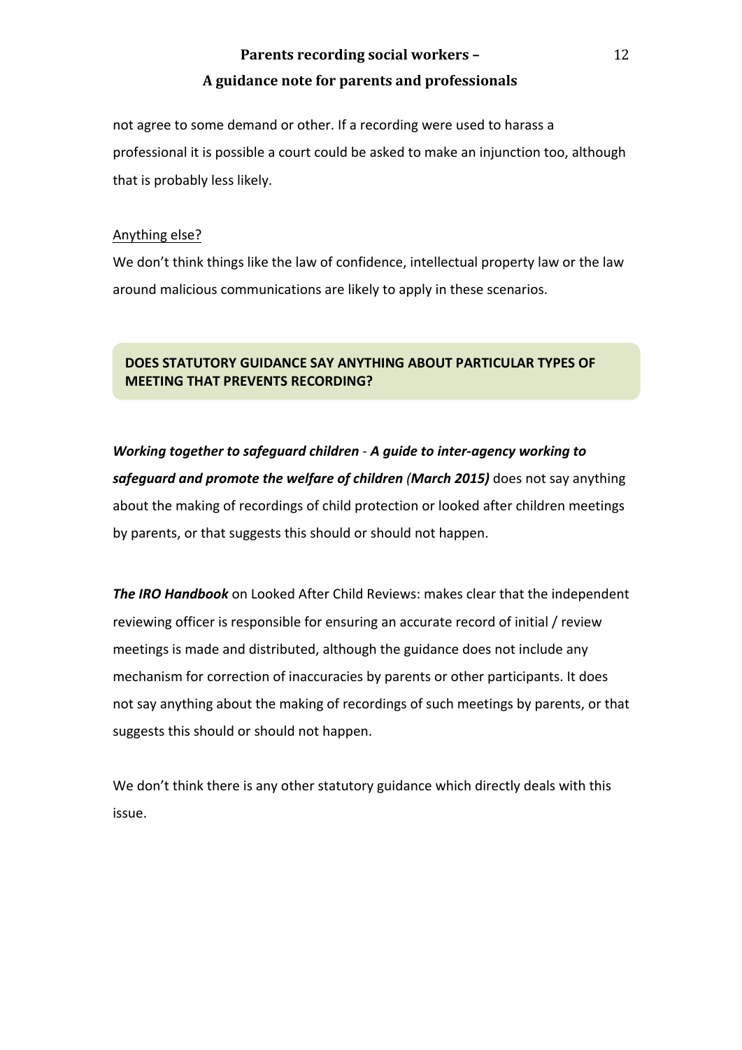not agree to some demand or other. If a recording were used to harass a professional it is possible a court could be asked to make an injunction too, although that is probably less likely.

Anything else?

We don't think things like the law of confidence, intellectual property law or the law around malicious communications are likely to apply in these scenarios.

## DOES STATUTORY GUIDANCE SAY ANYTHING ABOUT PARTICULAR TYPES OF MEETING THAT PREVENTS RECORDING?

***Working together to safeguard children** - **A guide to inter-agency working to safeguard and promote the welfare of children** (**March 2015)*** does not say anything about the making of recordings of child protection or looked after children meetings by parents, or that suggests this should or should not happen.

***The IRO Handbook*** on Looked After Child Reviews: makes clear that the independent reviewing officer is responsible for ensuring an accurate record of initial / review meetings is made and distributed, although the guidance does not include any mechanism for correction of inaccuracies by parents or other participants. It does not say anything about the making of recordings of such meetings by parents, or that suggests this should or should not happen.

We don't think there is any other statutory guidance which directly deals with this issue.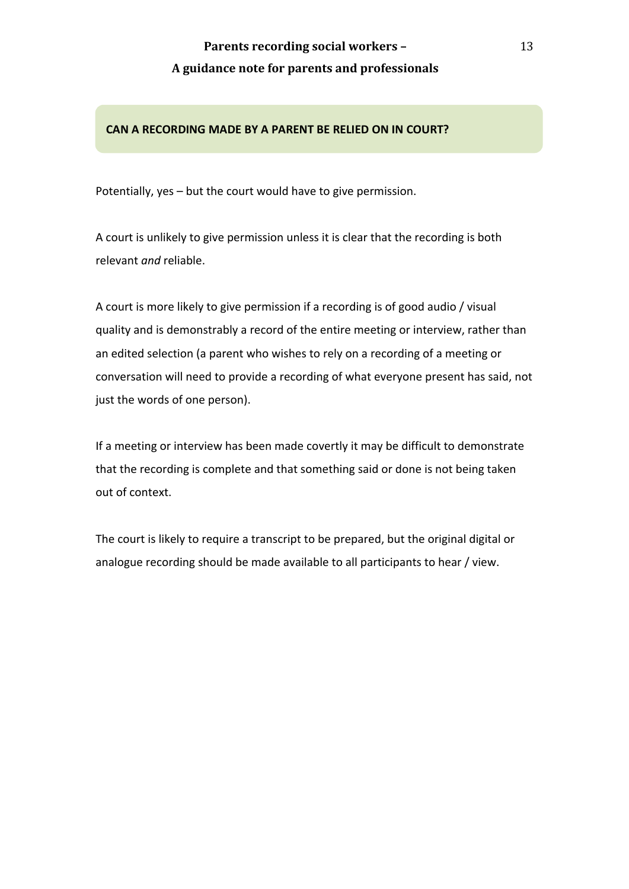## CAN A RECORDING MADE BY A PARENT BE RELIED ON IN COURT?

Potentially, yes – but the court would have to give permission.

A court is unlikely to give permission unless it is clear that the recording is both relevant *and* reliable.

A court is more likely to give permission if a recording is of good audio / visual quality and is demonstrably a record of the entire meeting or interview, rather than an edited selection (a parent who wishes to rely on a recording of a meeting or conversation will need to provide a recording of what everyone present has said, not just the words of one person).

If a meeting or interview has been made covertly it may be difficult to demonstrate that the recording is complete and that something said or done is not being taken out of context.

The court is likely to require a transcript to be prepared, but the original digital or analogue recording should be made available to all participants to hear / view.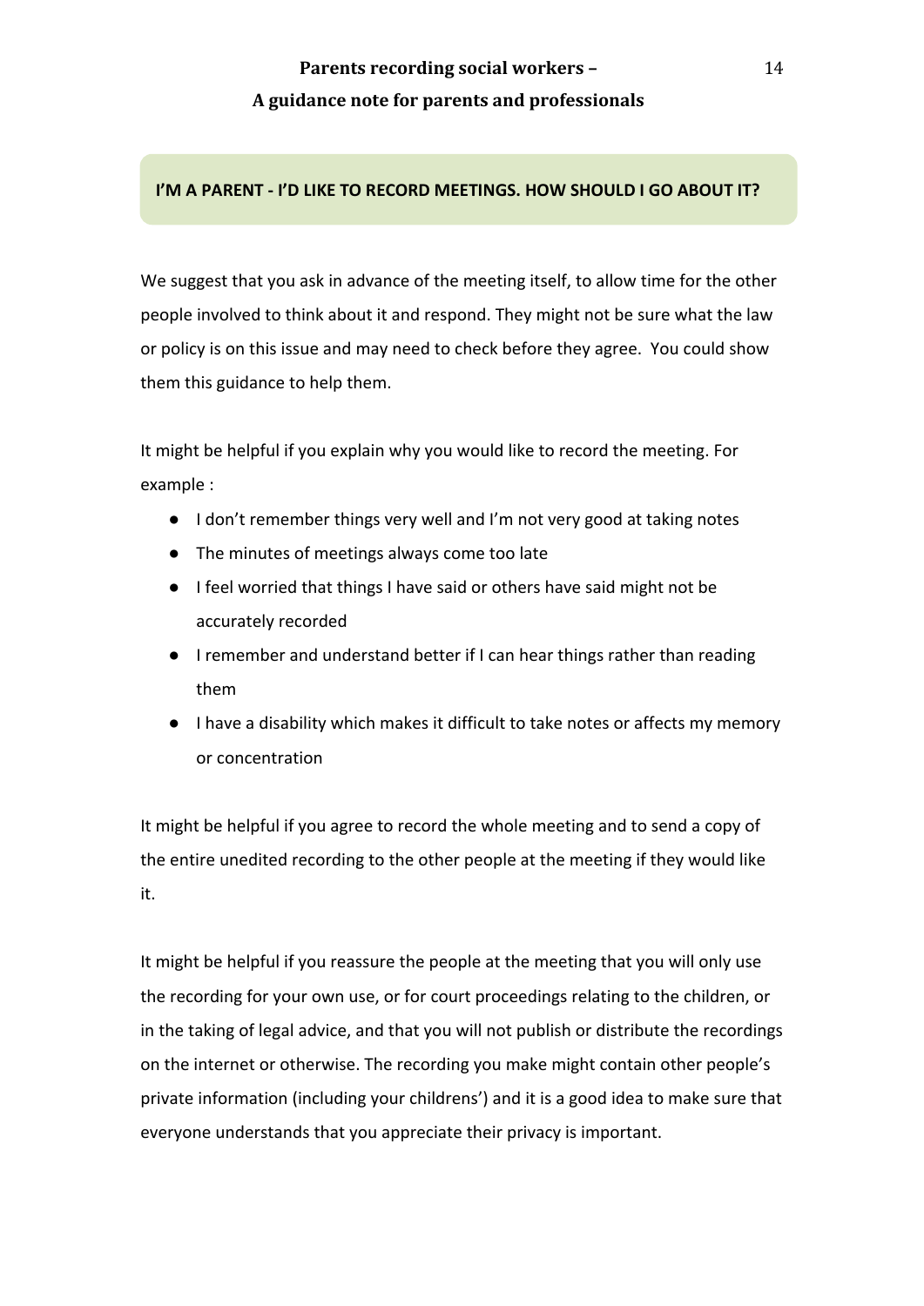## I'M A PARENT - I'D LIKE TO RECORD MEETINGS. HOW SHOULD I GO ABOUT IT?

We suggest that you ask in advance of the meeting itself, to allow time for the other people involved to think about it and respond. They might not be sure what the law or policy is on this issue and may need to check before they agree. You could show them this guidance to help them.

It might be helpful if you explain why you would like to record the meeting. For example :

- I don't remember things very well and I'm not very good at taking notes
- The minutes of meetings always come too late
- I feel worried that things I have said or others have said might not be accurately recorded
- I remember and understand better if I can hear things rather than reading them
- I have a disability which makes it difficult to take notes or affects my memory or concentration

It might be helpful if you agree to record the whole meeting and to send a copy of the entire unedited recording to the other people at the meeting if they would like it.

It might be helpful if you reassure the people at the meeting that you will only use the recording for your own use, or for court proceedings relating to the children, or in the taking of legal advice, and that you will not publish or distribute the recordings on the internet or otherwise. The recording you make might contain other people's private information (including your childrens') and it is a good idea to make sure that everyone understands that you appreciate their privacy is important.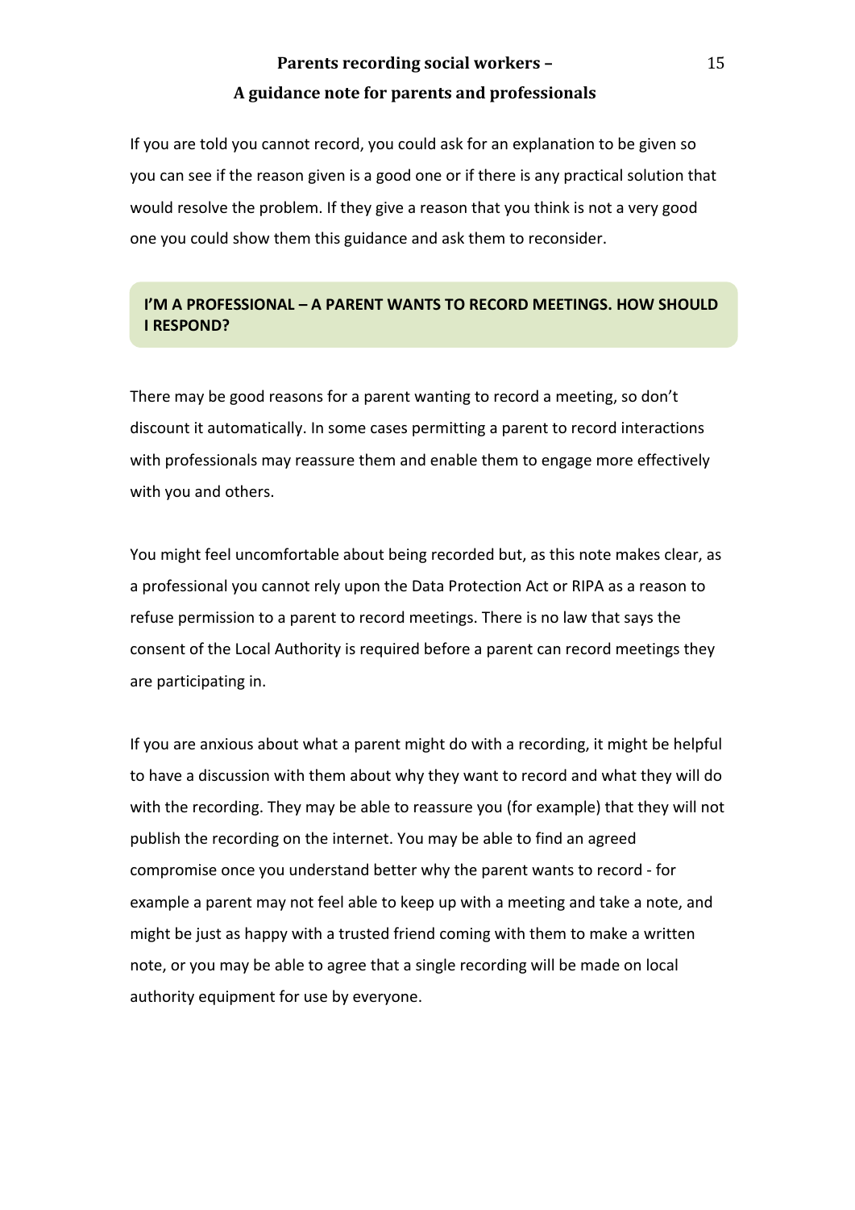If you are told you cannot record, you could ask for an explanation to be given so you can see if the reason given is a good one or if there is any practical solution that would resolve the problem. If they give a reason that you think is not a very good one you could show them this guidance and ask them to reconsider.

## I'M A PROFESSIONAL – A PARENT WANTS TO RECORD MEETINGS. HOW SHOULD I RESPOND?

There may be good reasons for a parent wanting to record a meeting, so don't discount it automatically. In some cases permitting a parent to record interactions with professionals may reassure them and enable them to engage more effectively with you and others.

You might feel uncomfortable about being recorded but, as this note makes clear, as a professional you cannot rely upon the Data Protection Act or RIPA as a reason to refuse permission to a parent to record meetings. There is no law that says the consent of the Local Authority is required before a parent can record meetings they are participating in.

If you are anxious about what a parent might do with a recording, it might be helpful to have a discussion with them about why they want to record and what they will do with the recording. They may be able to reassure you (for example) that they will not publish the recording on the internet. You may be able to find an agreed compromise once you understand better why the parent wants to record - for example a parent may not feel able to keep up with a meeting and take a note, and might be just as happy with a trusted friend coming with them to make a written note, or you may be able to agree that a single recording will be made on local authority equipment for use by everyone.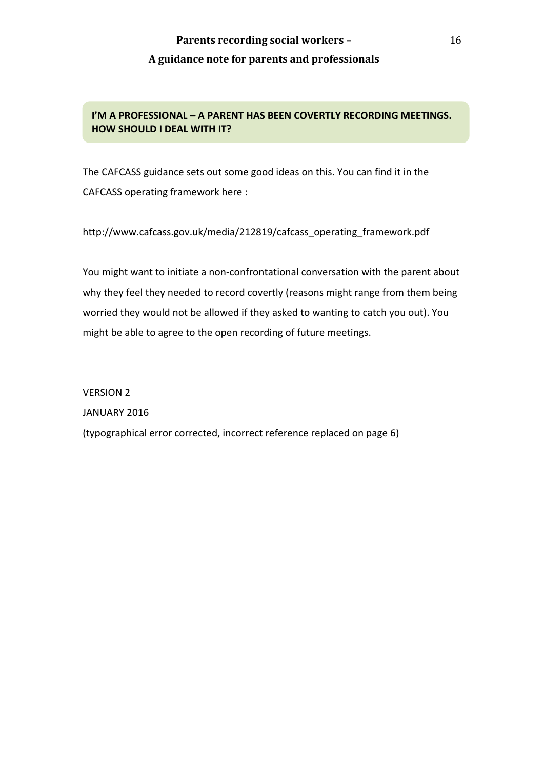## I'M A PROFESSIONAL – A PARENT HAS BEEN COVERTLY RECORDING MEETINGS. HOW SHOULD I DEAL WITH IT?

The CAFCASS guidance sets out some good ideas on this. You can find it in the CAFCASS operating framework here :

http://www.cafcass.gov.uk/media/212819/cafcass_operating_framework.pdf

You might want to initiate a non-confrontational conversation with the parent about why they feel they needed to record covertly (reasons might range from them being worried they would not be allowed if they asked to wanting to catch you out). You might be able to agree to the open recording of future meetings.

VERSION 2

JANUARY 2016

(typographical error corrected, incorrect reference replaced on page 6)